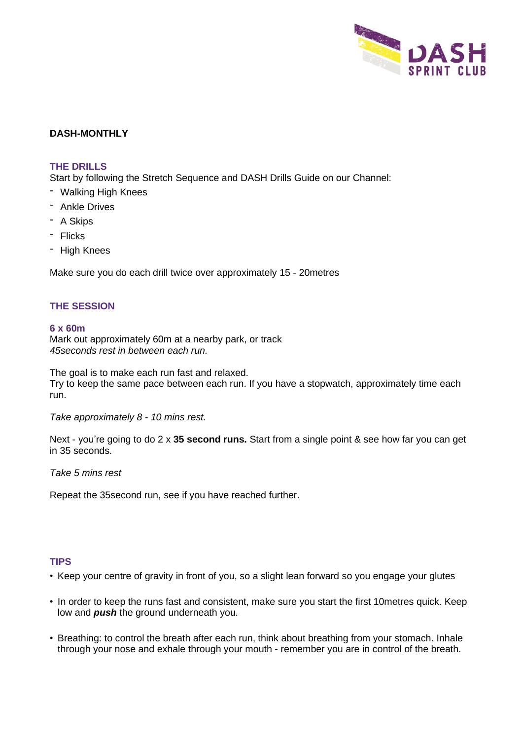**DASH-MONTHLY**

## THE DRILLS

Start by following the Stretch Sequence and DASH Drills Guide on our Channel:

- Walking High Knees
- Ankle Drives
- A Skips
- Flicks
- High Knees

Make sure you do each drill twice over approximately 15 - 20metres

## THE SESSION

### 6 x 60m

Mark out approximately 60m at a nearby park, or track
*45seconds rest in between each run.*

The goal is to make each run fast and relaxed.
Try to keep the same pace between each run. If you have a stopwatch, approximately time each run.

*Take approximately 8 - 10 mins rest.*

Next - you're going to do 2 x **35 second runs.** Start from a single point & see how far you can get in 35 seconds.

*Take 5 mins rest*

Repeat the 35second run, see if you have reached further.

## TIPS

- Keep your centre of gravity in front of you, so a slight lean forward so you engage your glutes
- In order to keep the runs fast and consistent, make sure you start the first 10metres quick. Keep low and ***push*** the ground underneath you.
- Breathing: to control the breath after each run, think about breathing from your stomach. Inhale through your nose and exhale through your mouth - remember you are in control of the breath.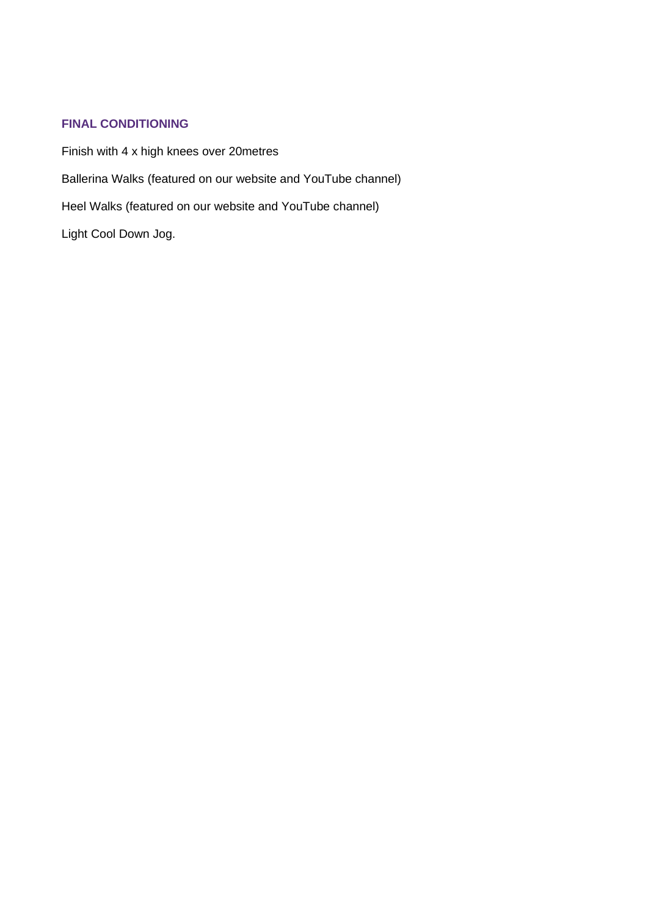### FINAL CONDITIONING

Finish with 4 x high knees over 20metres

Ballerina Walks (featured on our website and YouTube channel)

Heel Walks (featured on our website and YouTube channel)

Light Cool Down Jog.